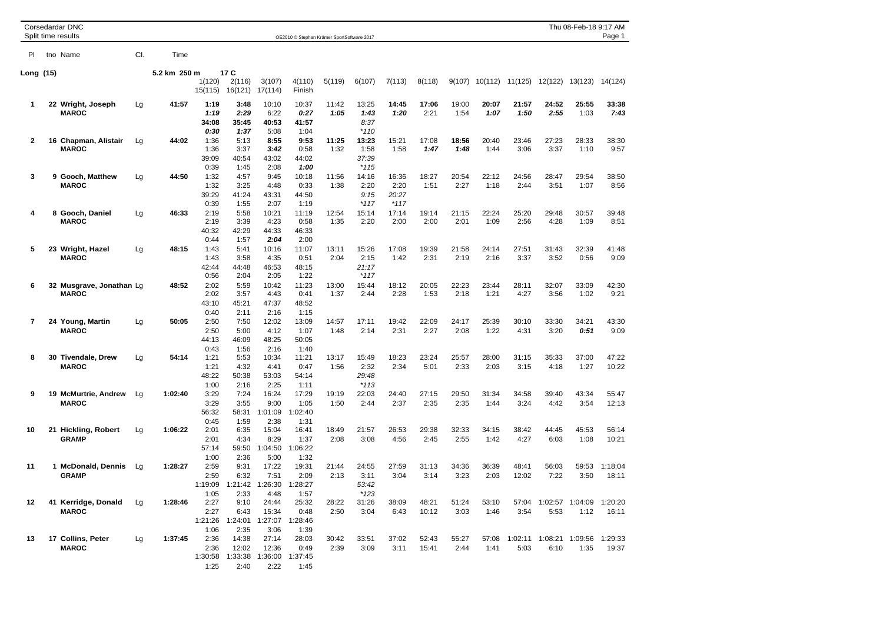Corsedardar DNC
Split time results

OE2010 © Stephan Krämer SportSoftware 2017

Thu 08-Feb-18 9:17 AM

| Pl | tno | Name | Cl. | Time | | | | | | | | | | | | | | |
|---|---|---|---|---|---|---|---|---|---|---|---|---|---|---|---|---|---|---|
| **Long (15)** | | | | 5.2 km 250 m | 17 C | | | | | | | | | | | | | |
| | | | | | 1(120) | 2(116) | 3(107) | 4(110) | 5(119) | 6(107) | 7(113) | 8(118) | 9(107) | 10(112) | 11(125) | 12(122) | 13(123) | 14(124) |
| | | | | | 15(115) | 16(121) | 17(114) | Finish | | | | | | | | | | |
| **1** | 22 | **Wright, Joseph** | Lg | **41:57** | **1:19** | **3:48** | 10:10 | 10:37 | 11:42 | 13:25 | **14:45** | **17:06** | 19:00 | **20:07** | **21:57** | **24:52** | **25:55** | **33:38** |
| | | **MAROC** | | | ***1:19*** | ***2:29*** | 6:22 | ***0:27*** | ***1:05*** | ***1:43*** | ***1:20*** | 2:21 | 1:54 | ***1:07*** | ***1:50*** | ***2:55*** | 1:03 | ***7:43*** |
| | | | | | **34:08** | **35:45** | **40:53** | **41:57** | | *8:37* | | | | | | | | |
| | | | | | ***0:30*** | ***1:37*** | 5:08 | 1:04 | | *\*110* | | | | | | | | |
| **2** | 16 | **Chapman, Alistair** | Lg | **44:02** | 1:36 | 5:13 | **8:55** | **9:53** | **11:25** | **13:23** | 15:21 | 17:08 | **18:56** | 20:40 | 23:46 | 27:23 | 28:33 | 38:30 |
| | | **MAROC** | | | 1:36 | 3:37 | ***3:42*** | 0:58 | 1:32 | 1:58 | 1:58 | ***1:47*** | ***1:48*** | 1:44 | 3:06 | 3:37 | 1:10 | 9:57 |
| | | | | | 39:09 | 40:54 | 43:02 | 44:02 | | *37:39* | | | | | | | | |
| | | | | | 0:39 | 1:45 | 2:08 | ***1:00*** | | *\*115* | | | | | | | | |
| **3** | 9 | **Gooch, Matthew** | Lg | **44:50** | 1:32 | 4:57 | 9:45 | 10:18 | 11:56 | 14:16 | 16:36 | 18:27 | 20:54 | 22:12 | 24:56 | 28:47 | 29:54 | 38:50 |
| | | **MAROC** | | | 1:32 | 3:25 | 4:48 | 0:33 | 1:38 | 2:20 | 2:20 | 1:51 | 2:27 | 1:18 | 2:44 | 3:51 | 1:07 | 8:56 |
| | | | | | 39:29 | 41:24 | 43:31 | 44:50 | | *9:15* | *20:27* | | | | | | | |
| | | | | | 0:39 | 1:55 | 2:07 | 1:19 | | *\*117* | *\*117* | | | | | | | |
| **4** | 8 | **Gooch, Daniel** | Lg | **46:33** | 2:19 | 5:58 | 10:21 | 11:19 | 12:54 | 15:14 | 17:14 | 19:14 | 21:15 | 22:24 | 25:20 | 29:48 | 30:57 | 39:48 |
| | | **MAROC** | | | 2:19 | 3:39 | 4:23 | 0:58 | 1:35 | 2:20 | 2:00 | 2:00 | 2:01 | 1:09 | 2:56 | 4:28 | 1:09 | 8:51 |
| | | | | | 40:32 | 42:29 | 44:33 | 46:33 | | | | | | | | | | |
| | | | | | 0:44 | 1:57 | ***2:04*** | 2:00 | | | | | | | | | | |
| **5** | 23 | **Wright, Hazel** | Lg | **48:15** | 1:43 | 5:41 | 10:16 | 11:07 | 13:11 | 15:26 | 17:08 | 19:39 | 21:58 | 24:14 | 27:51 | 31:43 | 32:39 | 41:48 |
| | | **MAROC** | | | 1:43 | 3:58 | 4:35 | 0:51 | 2:04 | 2:15 | 1:42 | 2:31 | 2:19 | 2:16 | 3:37 | 3:52 | 0:56 | 9:09 |
| | | | | | 42:44 | 44:48 | 46:53 | 48:15 | | *21:17* | | | | | | | | |
| | | | | | 0:56 | 2:04 | 2:05 | 1:22 | | *\*117* | | | | | | | | |
| **6** | 32 | **Musgrave, Jonathan** | Lg | **48:52** | 2:02 | 5:59 | 10:42 | 11:23 | 13:00 | 15:44 | 18:12 | 20:05 | 22:23 | 23:44 | 28:11 | 32:07 | 33:09 | 42:30 |
| | | **MAROC** | | | 2:02 | 3:57 | 4:43 | 0:41 | 1:37 | 2:44 | 2:28 | 1:53 | 2:18 | 1:21 | 4:27 | 3:56 | 1:02 | 9:21 |
| | | | | | 43:10 | 45:21 | 47:37 | 48:52 | | | | | | | | | | |
| | | | | | 0:40 | 2:11 | 2:16 | 1:15 | | | | | | | | | | |
| **7** | 24 | **Young, Martin** | Lg | **50:05** | 2:50 | 7:50 | 12:02 | 13:09 | 14:57 | 17:11 | 19:42 | 22:09 | 24:17 | 25:39 | 30:10 | 33:30 | 34:21 | 43:30 |
| | | **MAROC** | | | 2:50 | 5:00 | 4:12 | 1:07 | 1:48 | 2:14 | 2:31 | 2:27 | 2:08 | 1:22 | 4:31 | 3:20 | ***0:51*** | 9:09 |
| | | | | | 44:13 | 46:09 | 48:25 | 50:05 | | | | | | | | | | |
| | | | | | 0:43 | 1:56 | 2:16 | 1:40 | | | | | | | | | | |
| **8** | 30 | **Tivendale, Drew** | Lg | **54:14** | 1:21 | 5:53 | 10:34 | 11:21 | 13:17 | 15:49 | 18:23 | 23:24 | 25:57 | 28:00 | 31:15 | 35:33 | 37:00 | 47:22 |
| | | **MAROC** | | | 1:21 | 4:32 | 4:41 | 0:47 | 1:56 | 2:32 | 2:34 | 5:01 | 2:33 | 2:03 | 3:15 | 4:18 | 1:27 | 10:22 |
| | | | | | 48:22 | 50:38 | 53:03 | 54:14 | | *29:48* | | | | | | | | |
| | | | | | 1:00 | 2:16 | 2:25 | 1:11 | | *\*113* | | | | | | | | |
| **9** | 19 | **McMurtrie, Andrew** | Lg | **1:02:40** | 3:29 | 7:24 | 16:24 | 17:29 | 19:19 | 22:03 | 24:40 | 27:15 | 29:50 | 31:34 | 34:58 | 39:40 | 43:34 | 55:47 |
| | | **MAROC** | | | 3:29 | 3:55 | 9:00 | 1:05 | 1:50 | 2:44 | 2:37 | 2:35 | 2:35 | 1:44 | 3:24 | 4:42 | 3:54 | 12:13 |
| | | | | | 56:32 | 58:31 | 1:01:09 | 1:02:40 | | | | | | | | | | |
| | | | | | 0:45 | 1:59 | 2:38 | 1:31 | | | | | | | | | | |
| **10** | 21 | **Hickling, Robert** | Lg | **1:06:22** | 2:01 | 6:35 | 15:04 | 16:41 | 18:49 | 21:57 | 26:53 | 29:38 | 32:33 | 34:15 | 38:42 | 44:45 | 45:53 | 56:14 |
| | | **GRAMP** | | | 2:01 | 4:34 | 8:29 | 1:37 | 2:08 | 3:08 | 4:56 | 2:45 | 2:55 | 1:42 | 4:27 | 6:03 | 1:08 | 10:21 |
| | | | | | 57:14 | 59:50 | 1:04:50 | 1:06:22 | | | | | | | | | | |
| | | | | | 1:00 | 2:36 | 5:00 | 1:32 | | | | | | | | | | |
| **11** | 1 | **McDonald, Dennis** | Lg | **1:28:27** | 2:59 | 9:31 | 17:22 | 19:31 | 21:44 | 24:55 | 27:59 | 31:13 | 34:36 | 36:39 | 48:41 | 56:03 | 59:53 | 1:18:04 |
| | | **GRAMP** | | | 2:59 | 6:32 | 7:51 | 2:09 | 2:13 | 3:11 | 3:04 | 3:14 | 3:23 | 2:03 | 12:02 | 7:22 | 3:50 | 18:11 |
| | | | | | 1:19:09 | 1:21:42 | 1:26:30 | 1:28:27 | | *53:42* | | | | | | | | |
| | | | | | 1:05 | 2:33 | 4:48 | 1:57 | | *\*123* | | | | | | | | |
| **12** | 41 | **Kerridge, Donald** | Lg | **1:28:46** | 2:27 | 9:10 | 24:44 | 25:32 | 28:22 | 31:26 | 38:09 | 48:21 | 51:24 | 53:10 | 57:04 | 1:02:57 | 1:04:09 | 1:20:20 |
| | | **MAROC** | | | 2:27 | 6:43 | 15:34 | 0:48 | 2:50 | 3:04 | 6:43 | 10:12 | 3:03 | 1:46 | 3:54 | 5:53 | 1:12 | 16:11 |
| | | | | | 1:21:26 | 1:24:01 | 1:27:07 | 1:28:46 | | | | | | | | | | |
| | | | | | 1:06 | 2:35 | 3:06 | 1:39 | | | | | | | | | | |
| **13** | 17 | **Collins, Peter** | Lg | **1:37:45** | 2:36 | 14:38 | 27:14 | 28:03 | 30:42 | 33:51 | 37:02 | 52:43 | 55:27 | 57:08 | 1:02:11 | 1:08:21 | 1:09:56 | 1:29:33 |
| | | **MAROC** | | | 2:36 | 12:02 | 12:36 | 0:49 | 2:39 | 3:09 | 3:11 | 15:41 | 2:44 | 1:41 | 5:03 | 6:10 | 1:35 | 19:37 |
| | | | | | 1:30:58 | 1:33:38 | 1:36:00 | 1:37:45 | | | | | | | | | | |
| | | | | | 1:25 | 2:40 | 2:22 | 1:45 | | | | | | | | | | |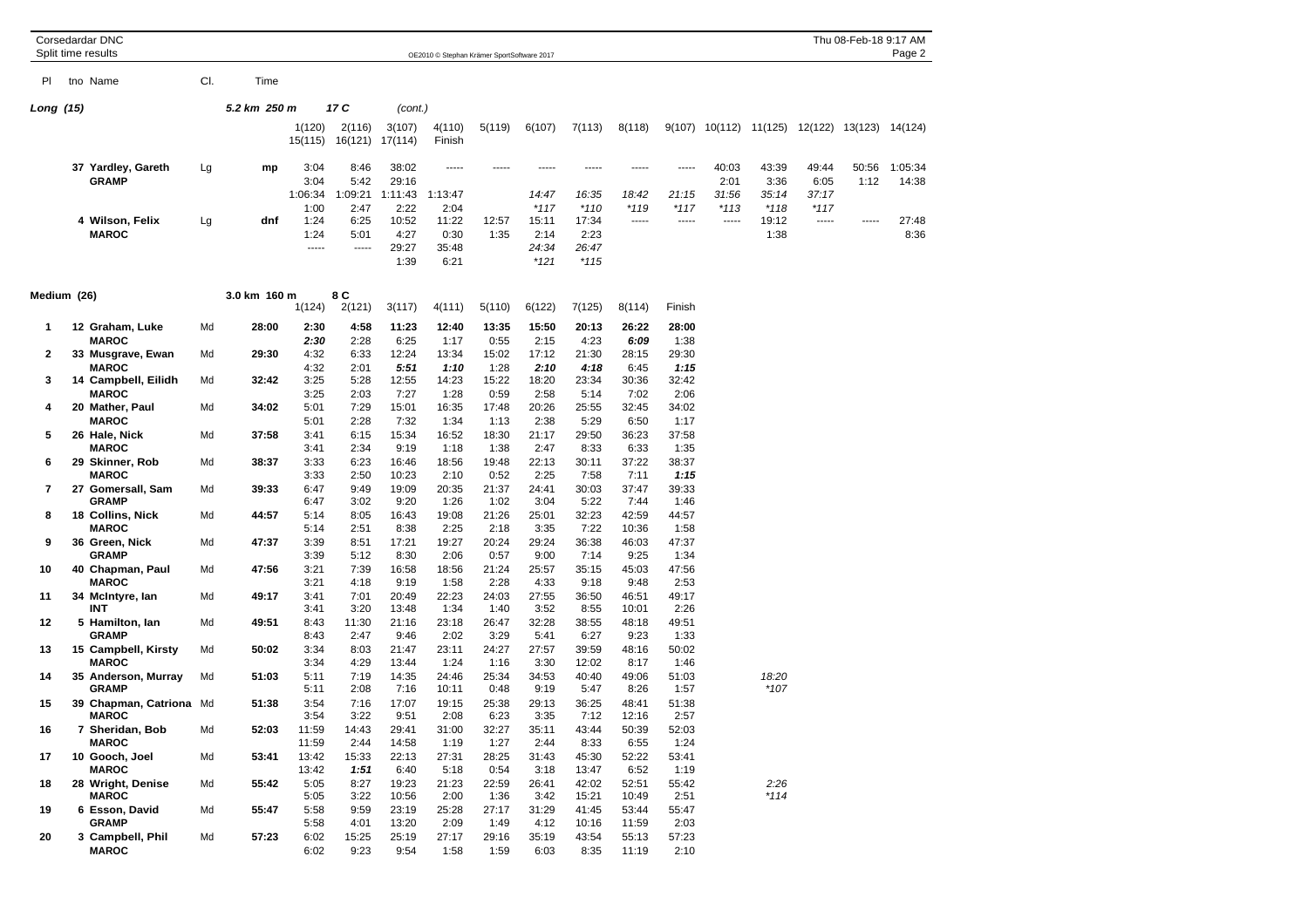## Long (15)

5.2 km 250 m 17 C (cont.)

| Pl | tno Name | Cl. | Time | 1(120) / 15(115) | 2(116) / 16(121) | 3(107) / 17(114) | 4(110) / Finish | 5(119) | 6(107) | 7(113) | 8(118) | 9(107) | 10(112) | 11(125) | 12(122) | 13(123) | 14(124) |
|---|---|---|---|---|---|---|---|---|---|---|---|---|---|---|---|---|---|
| | 37 Yardley, Gareth | Lg | mp | 3:04 | 8:46 | 38:02 | ----- | ----- | ----- | ----- | ----- | ----- | 40:03 | 43:39 | 49:44 | 50:56 | 1:05:34 |
| | GRAMP | | | 3:04 | 5:42 | 29:16 | | | | | | | 2:01 | 3:36 | 6:05 | 1:12 | 14:38 |
| | | | | 1:06:34 | 1:09:21 | 1:11:43 | 1:13:47 | | 14:47 | 16:35 | 18:42 | 21:15 | 31:56 | 35:14 | 37:17 | | |
| | | | | 1:00 | 2:47 | 2:22 | 2:04 | | *117 | *110 | *119 | *117 | *113 | *118 | *117 | | |
| | 4 Wilson, Felix | Lg | dnf | 1:24 | 6:25 | 10:52 | 11:22 | 12:57 | 15:11 | 17:34 | ----- | ----- | ----- | 19:12 | ----- | ----- | 27:48 |
| | MAROC | | | 1:24 | 5:01 | 4:27 | 0:30 | 1:35 | 2:14 | 2:23 | | | | 1:38 | | | 8:36 |
| | | | | ----- | ----- | 29:27 | 35:48 | | 24:34 | 26:47 | | | | | | | |
| | | | | | | 1:39 | 6:21 | | *121 | *115 | | | | | | | |

## Medium (26)

3.0 km 160 m 8 C

| Pl | tno Name | Cl. | Time | 1(124) | 2(121) | 3(117) | 4(111) | 5(110) | 6(122) | 7(125) | 8(114) | Finish | |
|---|---|---|---|---|---|---|---|---|---|---|---|---|---|
| 1 | 12 Graham, Luke | Md | 28:00 | 2:30 | 4:58 | 11:23 | 12:40 | 13:35 | 15:50 | 20:13 | 26:22 | 28:00 | |
| | MAROC | | | 2:30 | 2:28 | 6:25 | 1:17 | 0:55 | 2:15 | 4:23 | 6:09 | 1:38 | |
| 2 | 33 Musgrave, Ewan | Md | 29:30 | 4:32 | 6:33 | 12:24 | 13:34 | 15:02 | 17:12 | 21:30 | 28:15 | 29:30 | |
| | MAROC | | | 4:32 | 2:01 | 5:51 | 1:10 | 1:28 | 2:10 | 4:18 | 6:45 | 1:15 | |
| 3 | 14 Campbell, Eilidh | Md | 32:42 | 3:25 | 5:28 | 12:55 | 14:23 | 15:22 | 18:20 | 23:34 | 30:36 | 32:42 | |
| | MAROC | | | 3:25 | 2:03 | 7:27 | 1:28 | 0:59 | 2:58 | 5:14 | 7:02 | 2:06 | |
| 4 | 20 Mather, Paul | Md | 34:02 | 5:01 | 7:29 | 15:01 | 16:35 | 17:48 | 20:26 | 25:55 | 32:45 | 34:02 | |
| | MAROC | | | 5:01 | 2:28 | 7:32 | 1:34 | 1:13 | 2:38 | 5:29 | 6:50 | 1:17 | |
| 5 | 26 Hale, Nick | Md | 37:58 | 3:41 | 6:15 | 15:34 | 16:52 | 18:30 | 21:17 | 29:50 | 36:23 | 37:58 | |
| | MAROC | | | 3:41 | 2:34 | 9:19 | 1:18 | 1:38 | 2:47 | 8:33 | 6:33 | 1:35 | |
| 6 | 29 Skinner, Rob | Md | 38:37 | 3:33 | 6:23 | 16:46 | 18:56 | 19:48 | 22:13 | 30:11 | 37:22 | 38:37 | |
| | MAROC | | | 3:33 | 2:50 | 10:23 | 2:10 | 0:52 | 2:25 | 7:58 | 7:11 | 1:15 | |
| 7 | 27 Gomersall, Sam | Md | 39:33 | 6:47 | 9:49 | 19:09 | 20:35 | 21:37 | 24:41 | 30:03 | 37:47 | 39:33 | |
| | GRAMP | | | 6:47 | 3:02 | 9:20 | 1:26 | 1:02 | 3:04 | 5:22 | 7:44 | 1:46 | |
| 8 | 18 Collins, Nick | Md | 44:57 | 5:14 | 8:05 | 16:43 | 19:08 | 21:26 | 25:01 | 32:23 | 42:59 | 44:57 | |
| | MAROC | | | 5:14 | 2:51 | 8:38 | 2:25 | 2:18 | 3:35 | 7:22 | 10:36 | 1:58 | |
| 9 | 36 Green, Nick | Md | 47:37 | 3:39 | 8:51 | 17:21 | 19:27 | 20:24 | 29:24 | 36:38 | 46:03 | 47:37 | |
| | GRAMP | | | 3:39 | 5:12 | 8:30 | 2:06 | 0:57 | 9:00 | 7:14 | 9:25 | 1:34 | |
| 10 | 40 Chapman, Paul | Md | 47:56 | 3:21 | 7:39 | 16:58 | 18:56 | 21:24 | 25:57 | 35:15 | 45:03 | 47:56 | |
| | MAROC | | | 3:21 | 4:18 | 9:19 | 1:58 | 2:28 | 4:33 | 9:18 | 9:48 | 2:53 | |
| 11 | 34 McIntyre, Ian | Md | 49:17 | 3:41 | 7:01 | 20:49 | 22:23 | 24:03 | 27:55 | 36:50 | 46:51 | 49:17 | |
| | INT | | | 3:41 | 3:20 | 13:48 | 1:34 | 1:40 | 3:52 | 8:55 | 10:01 | 2:26 | |
| 12 | 5 Hamilton, Ian | Md | 49:51 | 8:43 | 11:30 | 21:16 | 23:18 | 26:47 | 32:28 | 38:55 | 48:18 | 49:51 | |
| | GRAMP | | | 8:43 | 2:47 | 9:46 | 2:02 | 3:29 | 5:41 | 6:27 | 9:23 | 1:33 | |
| 13 | 15 Campbell, Kirsty | Md | 50:02 | 3:34 | 8:03 | 21:47 | 23:11 | 24:27 | 27:57 | 39:59 | 48:16 | 50:02 | |
| | MAROC | | | 3:34 | 4:29 | 13:44 | 1:24 | 1:16 | 3:30 | 12:02 | 8:17 | 1:46 | |
| 14 | 35 Anderson, Murray | Md | 51:03 | 5:11 | 7:19 | 14:35 | 24:46 | 25:34 | 34:53 | 40:40 | 49:06 | 51:03 | 18:20 |
| | GRAMP | | | 5:11 | 2:08 | 7:16 | 10:11 | 0:48 | 9:19 | 5:47 | 8:26 | 1:57 | *107 |
| 15 | 39 Chapman, Catriona | Md | 51:38 | 3:54 | 7:16 | 17:07 | 19:15 | 25:38 | 29:13 | 36:25 | 48:41 | 51:38 | |
| | MAROC | | | 3:54 | 3:22 | 9:51 | 2:08 | 6:23 | 3:35 | 7:12 | 12:16 | 2:57 | |
| 16 | 7 Sheridan, Bob | Md | 52:03 | 11:59 | 14:43 | 29:41 | 31:00 | 32:27 | 35:11 | 43:44 | 50:39 | 52:03 | |
| | MAROC | | | 11:59 | 2:44 | 14:58 | 1:19 | 1:27 | 2:44 | 8:33 | 6:55 | 1:24 | |
| 17 | 10 Gooch, Joel | Md | 53:41 | 13:42 | 15:33 | 22:13 | 27:31 | 28:25 | 31:43 | 45:30 | 52:22 | 53:41 | |
| | MAROC | | | 13:42 | 1:51 | 6:40 | 5:18 | 0:54 | 3:18 | 13:47 | 6:52 | 1:19 | |
| 18 | 28 Wright, Denise | Md | 55:42 | 5:05 | 8:27 | 19:23 | 21:23 | 22:59 | 26:41 | 42:02 | 52:51 | 55:42 | 2:26 |
| | MAROC | | | 5:05 | 3:22 | 10:56 | 2:00 | 1:36 | 3:42 | 15:21 | 10:49 | 2:51 | *114 |
| 19 | 6 Esson, David | Md | 55:47 | 5:58 | 9:59 | 23:19 | 25:28 | 27:17 | 31:29 | 41:45 | 53:44 | 55:47 | |
| | GRAMP | | | 5:58 | 4:01 | 13:20 | 2:09 | 1:49 | 4:12 | 10:16 | 11:59 | 2:03 | |
| 20 | 3 Campbell, Phil | Md | 57:23 | 6:02 | 15:25 | 25:19 | 27:17 | 29:16 | 35:19 | 43:54 | 55:13 | 57:23 | |
| | MAROC | | | 6:02 | 9:23 | 9:54 | 1:58 | 1:59 | 6:03 | 8:35 | 11:19 | 2:10 | |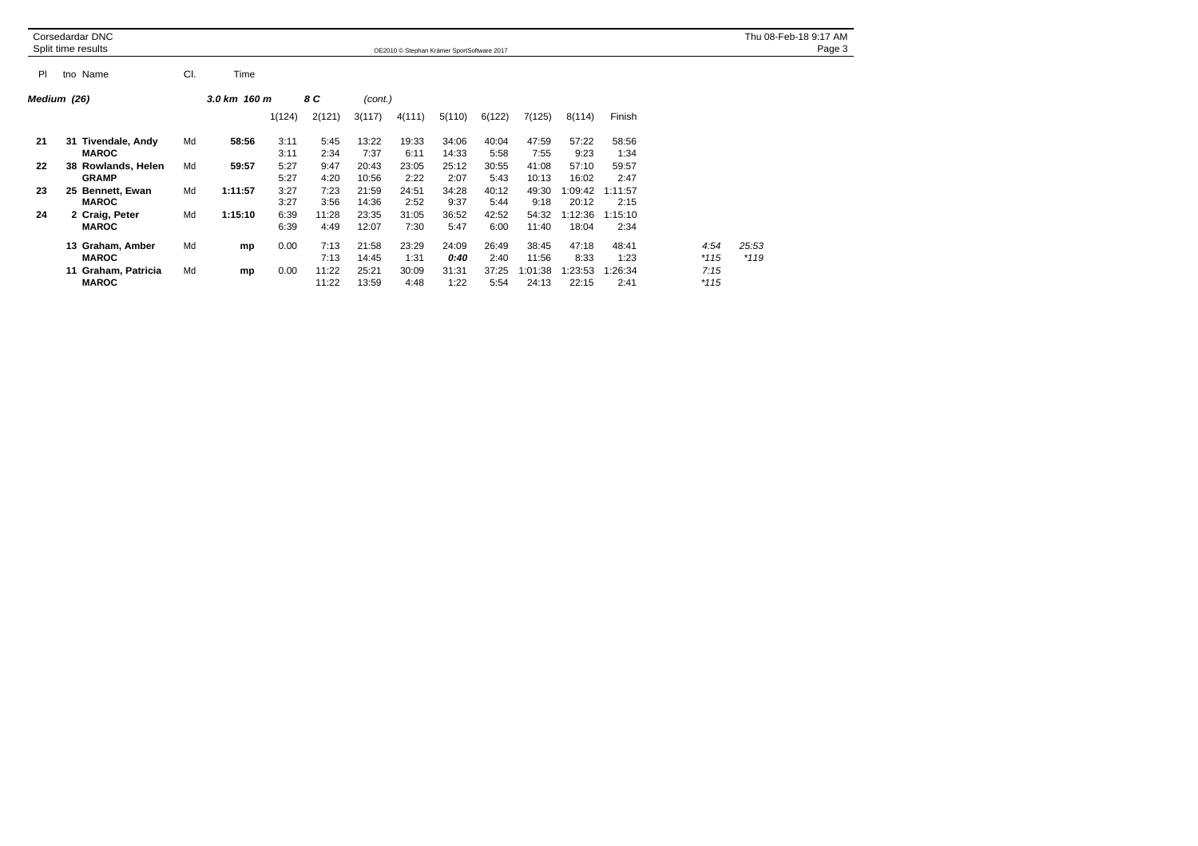Corsedardar DNC
Split time results

OE2010 © Stephan Krämer SportSoftware 2017

| Pl | tno | Name | Cl. | Time | 1(124) | 2(121) | 3(117) | 4(111) | 5(110) | 6(122) | 7(125) | 8(114) | Finish | | |
|---|---|---|---|---|---|---|---|---|---|---|---|---|---|---|---|
| ***Medium (26)*** | | | | ***3.0 km 160 m*** | | ***8 C*** | *(cont.)* | | | | | | | | |
| **21** | **31** | **Tivendale, Andy** | Md | **58:56** | 3:11 | 5:45 | 13:22 | 19:33 | 34:06 | 40:04 | 47:59 | 57:22 | 58:56 | | |
| | | **MAROC** | | | 3:11 | 2:34 | 7:37 | 6:11 | 14:33 | 5:58 | 7:55 | 9:23 | 1:34 | | |
| **22** | **38** | **Rowlands, Helen** | Md | **59:57** | 5:27 | 9:47 | 20:43 | 23:05 | 25:12 | 30:55 | 41:08 | 57:10 | 59:57 | | |
| | | **GRAMP** | | | 5:27 | 4:20 | 10:56 | 2:22 | 2:07 | 5:43 | 10:13 | 16:02 | 2:47 | | |
| **23** | **25** | **Bennett, Ewan** | Md | **1:11:57** | 3:27 | 7:23 | 21:59 | 24:51 | 34:28 | 40:12 | 49:30 | 1:09:42 | 1:11:57 | | |
| | | **MAROC** | | | 3:27 | 3:56 | 14:36 | 2:52 | 9:37 | 5:44 | 9:18 | 20:12 | 2:15 | | |
| **24** | **2** | **Craig, Peter** | Md | **1:15:10** | 6:39 | 11:28 | 23:35 | 31:05 | 36:52 | 42:52 | 54:32 | 1:12:36 | 1:15:10 | | |
| | | **MAROC** | | | 6:39 | 4:49 | 12:07 | 7:30 | 5:47 | 6:00 | 11:40 | 18:04 | 2:34 | | |
| | **13** | **Graham, Amber** | Md | **mp** | 0.00 | 7:13 | 21:58 | 23:29 | 24:09 | 26:49 | 38:45 | 47:18 | 48:41 | *4:54* | *25:53* |
| | | **MAROC** | | | | 7:13 | 14:45 | 1:31 | ***0:40*** | 2:40 | 11:56 | 8:33 | 1:23 | *\*115* | *\*119* |
| | **11** | **Graham, Patricia** | Md | **mp** | 0.00 | 11:22 | 25:21 | 30:09 | 31:31 | 37:25 | 1:01:38 | 1:23:53 | 1:26:34 | *7:15* | |
| | | **MAROC** | | | | 11:22 | 13:59 | 4:48 | 1:22 | 5:54 | 24:13 | 22:15 | 2:41 | *\*115* | |